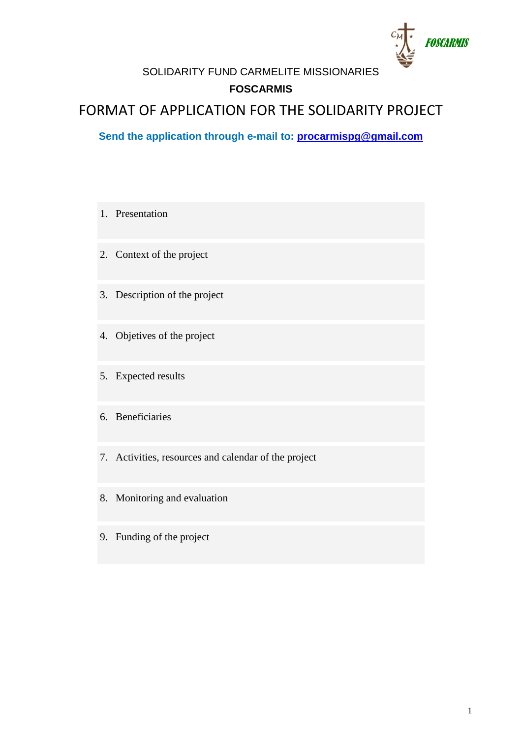SOLIDARITY FUND CARMELITE MISSIONARIES

**FOSCARMIS**

# FORMAT OF APPLICATION FOR THE SOLIDARITY PROJECT

**Send the application through e-mail to: procarmispg@gmail.com**

1. Presentation

2. Context of the project

3. Description of the project

4. Objetives of the project

5. Expected results

6. Beneficiaries

7. Activities, resources and calendar of the project

8. Monitoring and evaluation

9. Funding of the project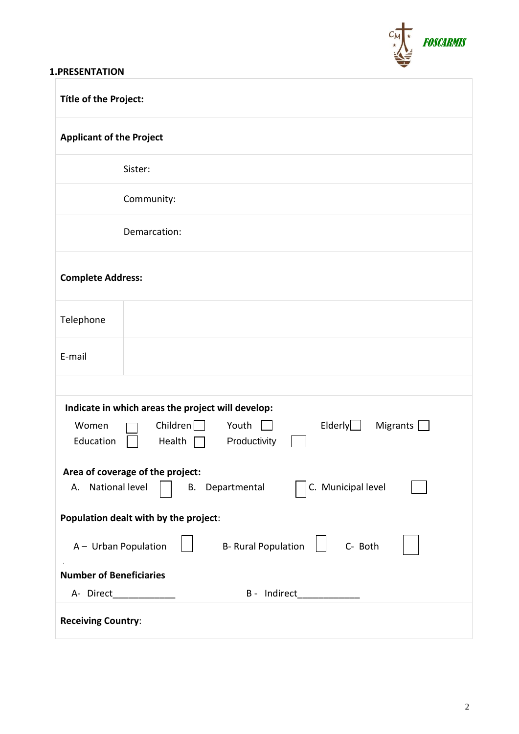FOSCARMIS

## 1.PRESENTATION

| **Títle of the Project:** | |
|---|---|
| **Applicant of the Project** | |
| | Sister: |
| | Community: |
| | Demarcation: |
| **Complete Address:** | |
| Telephone | |
| E-mail | |
| | |

**Indicate in which areas the project will develop:**

Women ☐ Children ☐ Youth ☐ Elderly ☐ Migrants ☐

Education ☐ Health ☐ Productivity ☐

**Area of coverage of the project:**

A. National level ☐ B. Departmental ☐ C. Municipal level ☐

**Population dealt with by the project**:

A – Urban Population ☐ B- Rural Population ☐ C- Both ☐

**Number of Beneficiaries**

A- Direct____________ B - Indirect____________

**Receiving Country**: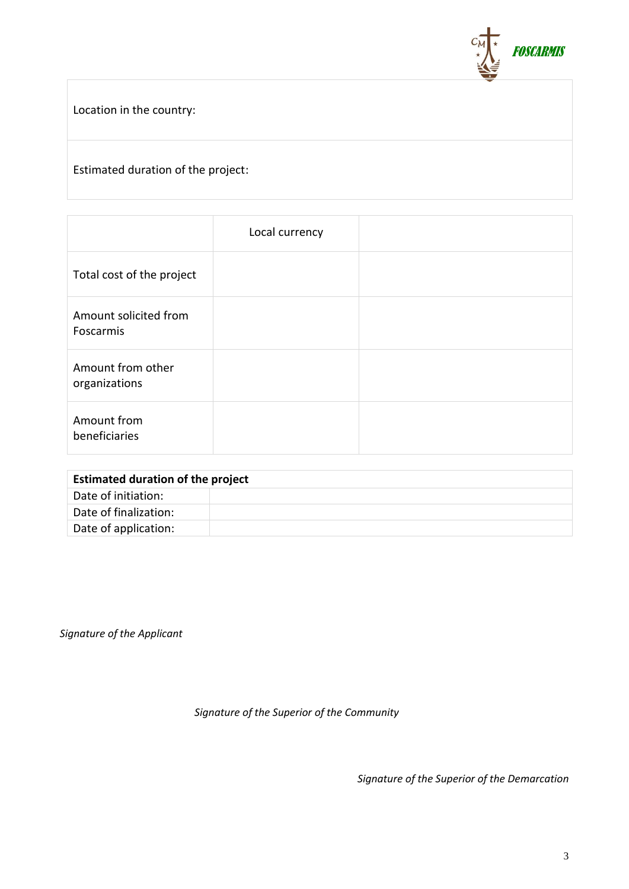| Location in the country: |
| --- |
| Estimated duration of the project: |

| | Local currency | |
| --- | --- | --- |
| Total cost of the project | | |
| Amount solicited from Foscarmis | | |
| Amount from other organizations | | |
| Amount from beneficiaries | | |

| **Estimated duration of the project** | |
| --- | --- |
| Date of initiation: | |
| Date of finalization: | |
| Date of application: | |

*Signature of the Applicant*

*Signature of the Superior of the Community*

*Signature of the Superior of the Demarcation*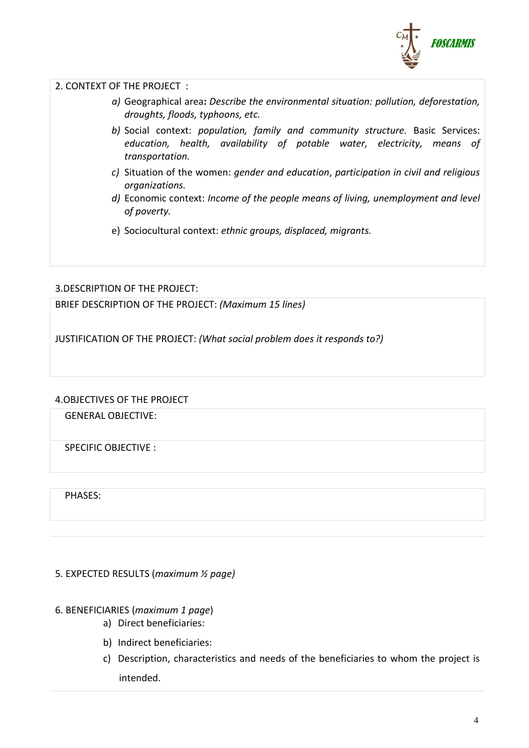## 2. CONTEXT OF THE PROJECT :

a) Geographical area**:** *Describe the environmental situation: pollution, deforestation, droughts, floods, typhoons, etc.*

b) Social context: *population, family and community structure.* Basic Services: *education, health, availability of potable water, electricity, means of transportation.*

c) Situation of the women: *gender and education*, *participation in civil and religious organizations.*

d) Economic context: *Income of the people means of living, unemployment and level of poverty.*

e) Sociocultural context: *ethnic groups, displaced, migrants.*

## 3.DESCRIPTION OF THE PROJECT:

BRIEF DESCRIPTION OF THE PROJECT: *(Maximum 15 lines)*

JUSTIFICATION OF THE PROJECT: *(What social problem does it responds to?)*

## 4.OBJECTIVES OF THE PROJECT

GENERAL OBJECTIVE:

SPECIFIC OBJECTIVE :

PHASES:

## 5. EXPECTED RESULTS (*maximum ½ page)*

## 6. BENEFICIARIES (*maximum 1 page*)

a) Direct beneficiaries:

b) Indirect beneficiaries:

c) Description, characteristics and needs of the beneficiaries to whom the project is intended.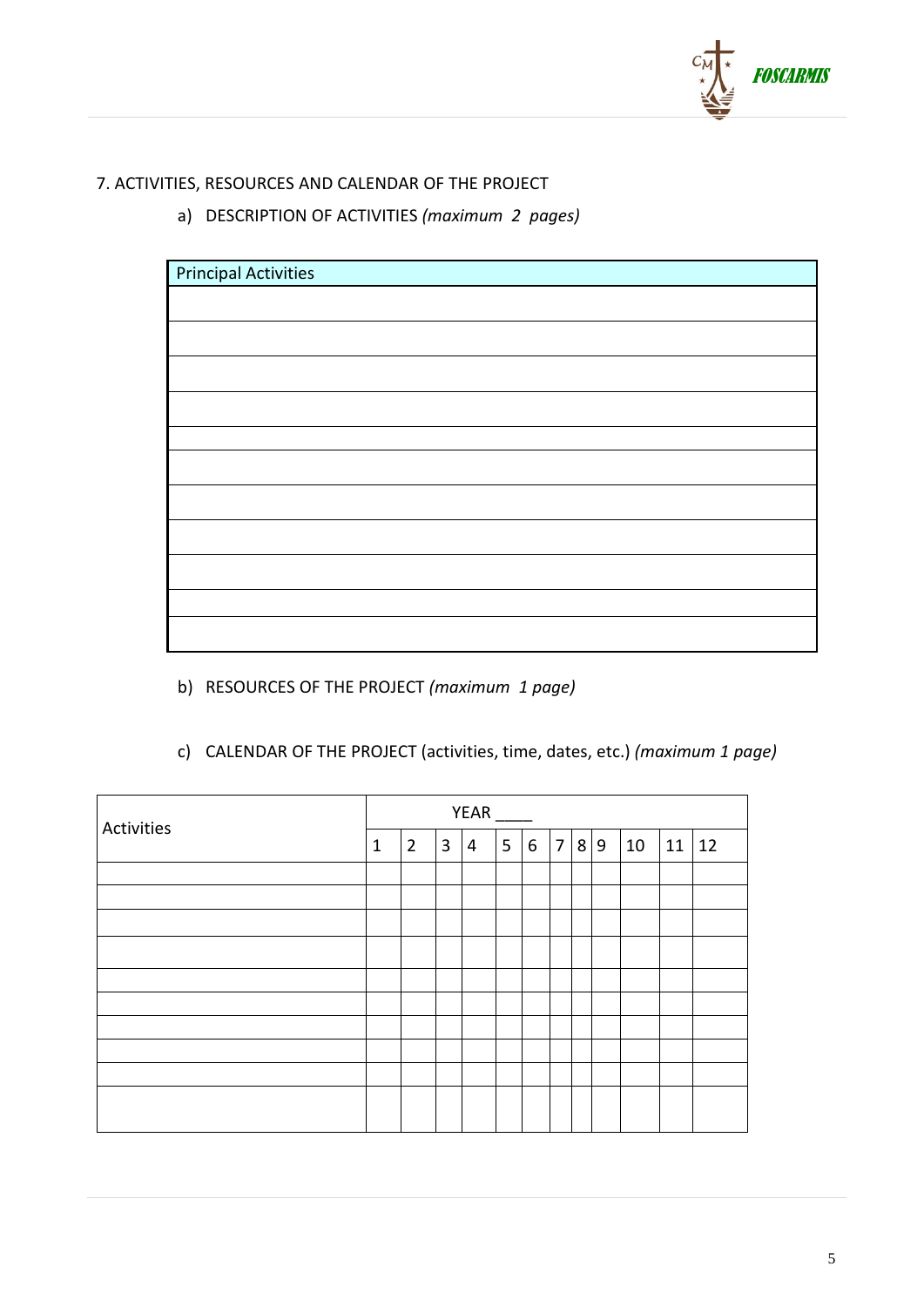## 7. ACTIVITIES, RESOURCES AND CALENDAR OF THE PROJECT

a) DESCRIPTION OF ACTIVITIES *(maximum 2 pages)*

| Principal Activities |
|---|
| |
| |
| |
| |
| |
| |
| |
| |
| |
| |
| |

b) RESOURCES OF THE PROJECT *(maximum 1 page)*

c) CALENDAR OF THE PROJECT (activities, time, dates, etc.) *(maximum 1 page)*

| Activities | YEAR ____ | | | | | | | | | | | |
|---|---|---|---|---|---|---|---|---|---|---|---|---|
| | 1 | 2 | 3 | 4 | 5 | 6 | 7 | 8 | 9 | 10 | 11 | 12 |
| | | | | | | | | | | | | |
| | | | | | | | | | | | | |
| | | | | | | | | | | | | |
| | | | | | | | | | | | | |
| | | | | | | | | | | | | |
| | | | | | | | | | | | | |
| | | | | | | | | | | | | |
| | | | | | | | | | | | | |
| | | | | | | | | | | | | |
| | | | | | | | | | | | | |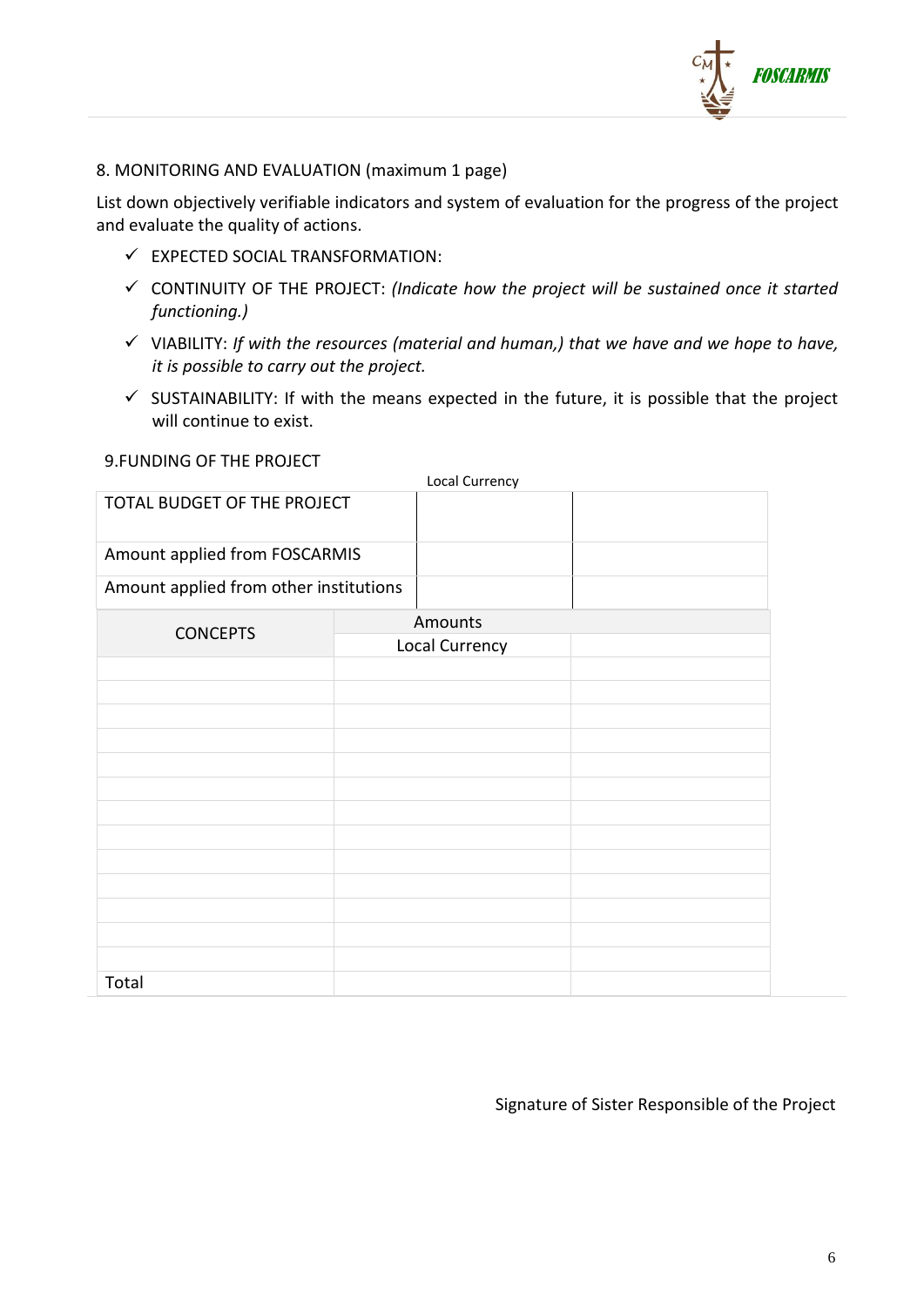## 8. MONITORING AND EVALUATION (maximum 1 page)

List down objectively verifiable indicators and system of evaluation for the progress of the project and evaluate the quality of actions.

- ✓ EXPECTED SOCIAL TRANSFORMATION:
- ✓ CONTINUITY OF THE PROJECT: *(Indicate how the project will be sustained once it started functioning.)*
- ✓ VIABILITY: *If with the resources (material and human,) that we have and we hope to have, it is possible to carry out the project.*
- ✓ SUSTAINABILITY: If with the means expected in the future, it is possible that the project will continue to exist.

## 9.FUNDING OF THE PROJECT

| | Local Currency | |
|---|---|---|
| TOTAL BUDGET OF THE PROJECT | | |
| Amount applied from FOSCARMIS | | |
| Amount applied from other institutions | | |

| CONCEPTS | Amounts | |
|---|---|---|
| | Local Currency | |
| | | |
| | | |
| | | |
| | | |
| | | |
| | | |
| | | |
| | | |
| | | |
| | | |
| | | |
| | | |
| | | |
| Total | | |

Signature of Sister Responsible of the Project